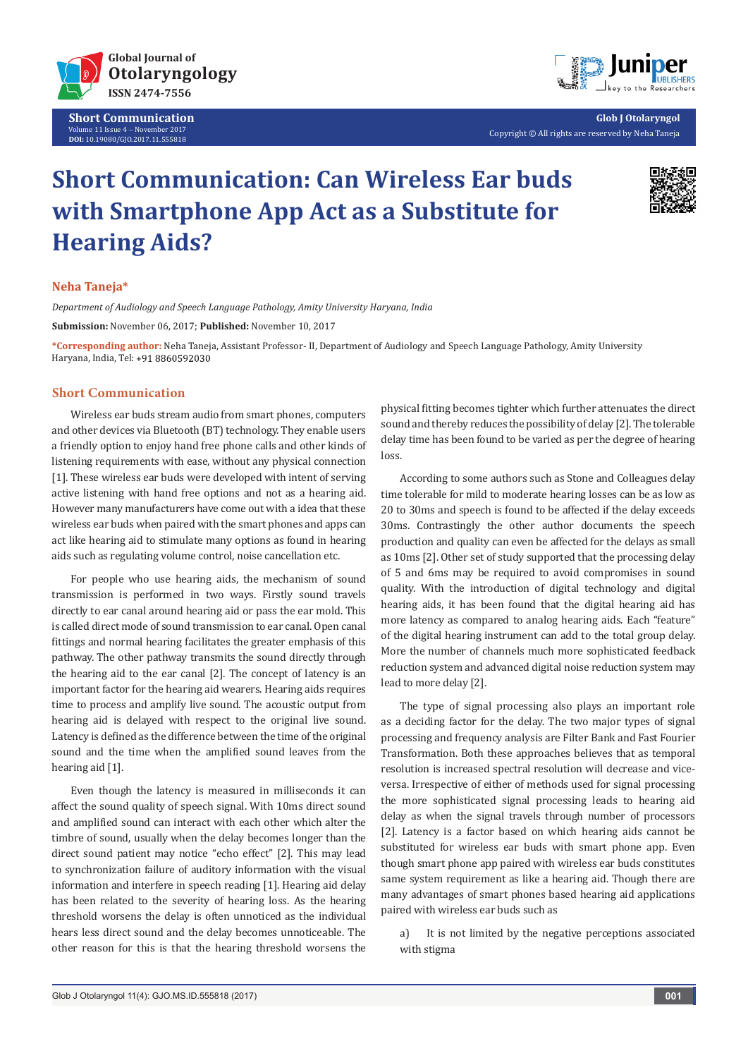Short Communication

# Short Communication: Can Wireless Ear buds with Smartphone App Act as a Substitute for Hearing Aids?

**Neha Taneja***

*Department of Audiology and Speech Language Pathology, Amity University Haryana, India*

**Submission:** November 06, 2017; **Published:** November 10, 2017

***Corresponding author:** Neha Taneja, Assistant Professor- II, Department of Audiology and Speech Language Pathology, Amity University Haryana, India, Tel: +91 8860592030

## Short Communication

Wireless ear buds stream audio from smart phones, computers and other devices via Bluetooth (BT) technology. They enable users a friendly option to enjoy hand free phone calls and other kinds of listening requirements with ease, without any physical connection [1]. These wireless ear buds were developed with intent of serving active listening with hand free options and not as a hearing aid. However many manufacturers have come out with a idea that these wireless ear buds when paired with the smart phones and apps can act like hearing aid to stimulate many options as found in hearing aids such as regulating volume control, noise cancellation etc.

For people who use hearing aids, the mechanism of sound transmission is performed in two ways. Firstly sound travels directly to ear canal around hearing aid or pass the ear mold. This is called direct mode of sound transmission to ear canal. Open canal fittings and normal hearing facilitates the greater emphasis of this pathway. The other pathway transmits the sound directly through the hearing aid to the ear canal [2]. The concept of latency is an important factor for the hearing aid wearers. Hearing aids requires time to process and amplify live sound. The acoustic output from hearing aid is delayed with respect to the original live sound. Latency is defined as the difference between the time of the original sound and the time when the amplified sound leaves from the hearing aid [1].

Even though the latency is measured in milliseconds it can affect the sound quality of speech signal. With 10ms direct sound and amplified sound can interact with each other which alter the timbre of sound, usually when the delay becomes longer than the direct sound patient may notice "echo effect" [2]. This may lead to synchronization failure of auditory information with the visual information and interfere in speech reading [1]. Hearing aid delay has been related to the severity of hearing loss. As the hearing threshold worsens the delay is often unnoticed as the individual hears less direct sound and the delay becomes unnoticeable. The other reason for this is that the hearing threshold worsens the physical fitting becomes tighter which further attenuates the direct sound and thereby reduces the possibility of delay [2]. The tolerable delay time has been found to be varied as per the degree of hearing loss.

According to some authors such as Stone and Colleagues delay time tolerable for mild to moderate hearing losses can be as low as 20 to 30ms and speech is found to be affected if the delay exceeds 30ms. Contrastingly the other author documents the speech production and quality can even be affected for the delays as small as 10ms [2]. Other set of study supported that the processing delay of 5 and 6ms may be required to avoid compromises in sound quality. With the introduction of digital technology and digital hearing aids, it has been found that the digital hearing aid has more latency as compared to analog hearing aids. Each "feature" of the digital hearing instrument can add to the total group delay. More the number of channels much more sophisticated feedback reduction system and advanced digital noise reduction system may lead to more delay [2].

The type of signal processing also plays an important role as a deciding factor for the delay. The two major types of signal processing and frequency analysis are Filter Bank and Fast Fourier Transformation. Both these approaches believes that as temporal resolution is increased spectral resolution will decrease and vice-versa. Irrespective of either of methods used for signal processing the more sophisticated signal processing leads to hearing aid delay as when the signal travels through number of processors [2]. Latency is a factor based on which hearing aids cannot be substituted for wireless ear buds with smart phone app. Even though smart phone app paired with wireless ear buds constitutes same system requirement as like a hearing aid. Though there are many advantages of smart phones based hearing aid applications paired with wireless ear buds such as

a) It is not limited by the negative perceptions associated with stigma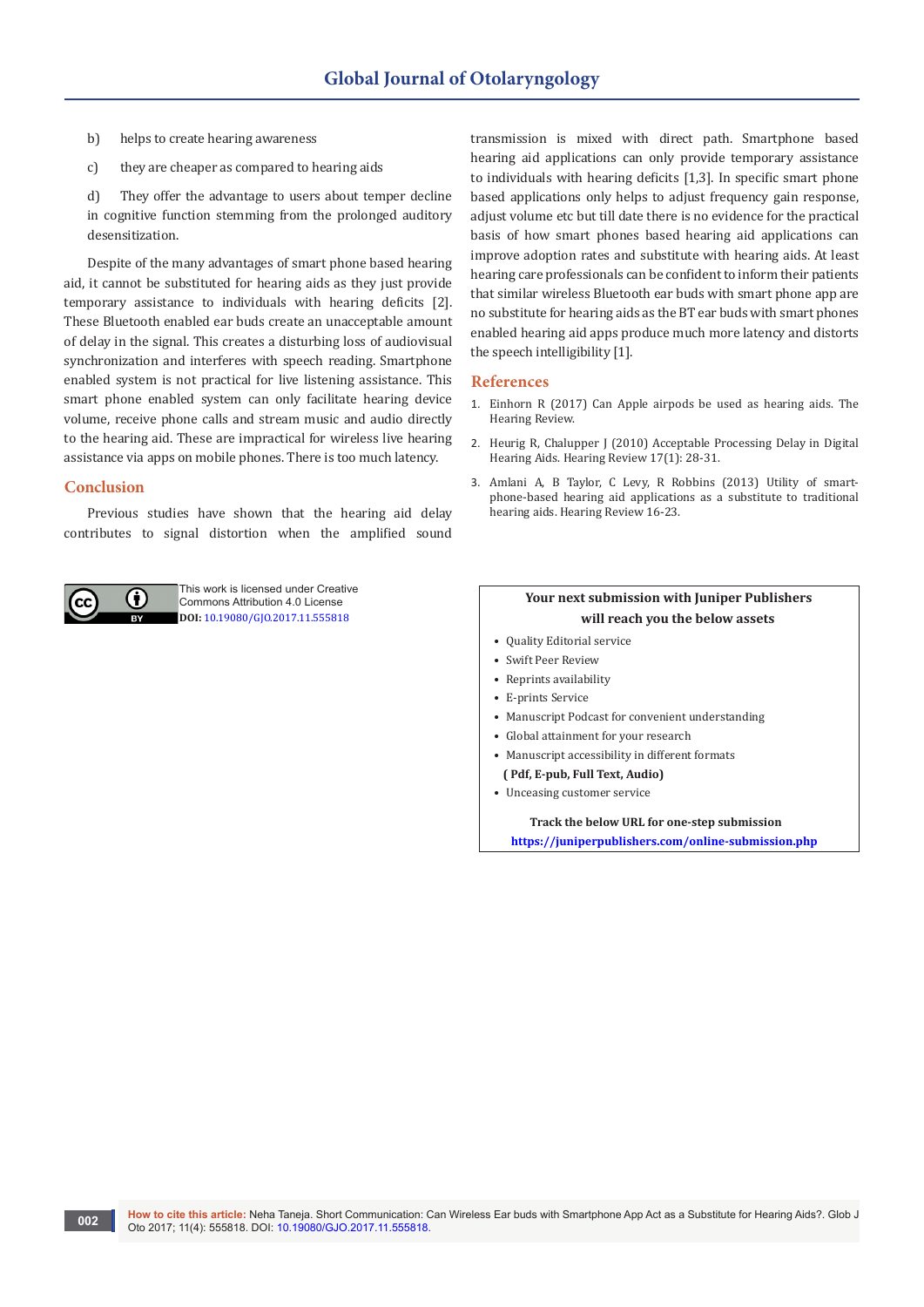b) helps to create hearing awareness

c) they are cheaper as compared to hearing aids

d) They offer the advantage to users about temper decline in cognitive function stemming from the prolonged auditory desensitization.

Despite of the many advantages of smart phone based hearing aid, it cannot be substituted for hearing aids as they just provide temporary assistance to individuals with hearing deficits [2]. These Bluetooth enabled ear buds create an unacceptable amount of delay in the signal. This creates a disturbing loss of audiovisual synchronization and interferes with speech reading. Smartphone enabled system is not practical for live listening assistance. This smart phone enabled system can only facilitate hearing device volume, receive phone calls and stream music and audio directly to the hearing aid. These are impractical for wireless live hearing assistance via apps on mobile phones. There is too much latency.

## Conclusion

Previous studies have shown that the hearing aid delay contributes to signal distortion when the amplified sound transmission is mixed with direct path. Smartphone based hearing aid applications can only provide temporary assistance to individuals with hearing deficits [1,3]. In specific smart phone based applications only helps to adjust frequency gain response, adjust volume etc but till date there is no evidence for the practical basis of how smart phones based hearing aid applications can improve adoption rates and substitute with hearing aids. At least hearing care professionals can be confident to inform their patients that similar wireless Bluetooth ear buds with smart phone app are no substitute for hearing aids as the BT ear buds with smart phones enabled hearing aid apps produce much more latency and distorts the speech intelligibility [1].

## References

1. Einhorn R (2017) Can Apple airpods be used as hearing aids. The Hearing Review.
2. Heurig R, Chalupper J (2010) Acceptable Processing Delay in Digital Hearing Aids. Hearing Review 17(1): 28-31.
3. Amlani A, B Taylor, C Levy, R Robbins (2013) Utility of smartphone-based hearing aid applications as a substitute to traditional hearing aids. Hearing Review 16-23.

This work is licensed under Creative Commons Attribution 4.0 License
**DOI:** 10.19080/GJO.2017.11.555818

**Your next submission with Juniper Publishers will reach you the below assets**

- Quality Editorial service
- Swift Peer Review
- Reprints availability
- E-prints Service
- Manuscript Podcast for convenient understanding
- Global attainment for your research
- Manuscript accessibility in different formats

**( Pdf, E-pub, Full Text, Audio)**

- Unceasing customer service

**Track the below URL for one-step submission**
**https://juniperpublishers.com/online-submission.php**

**How to cite this article:** Neha Taneja. Short Communication: Can Wireless Ear buds with Smartphone App Act as a Substitute for Hearing Aids?. Glob J Oto 2017; 11(4): 555818. DOI: 10.19080/GJO.2017.11.555818.